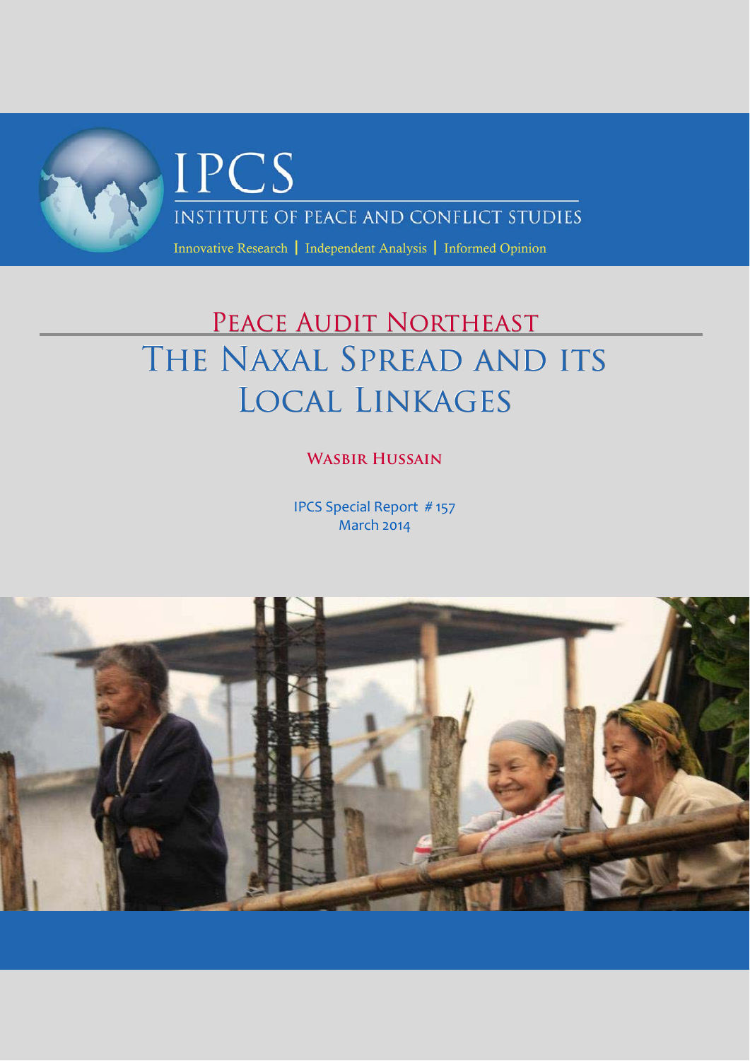# IPCS

INSTITUTE OF PEACE AND CONFLICT STUDIES

Innovative Research | Independent Analysis | Informed Opinion

## PEACE AUDIT NORTHEAST

# THE NAXAL SPREAD AND ITS LOCAL LINKAGES

**WASBIR HUSSAIN**

IPCS Special Report # 157
March 2014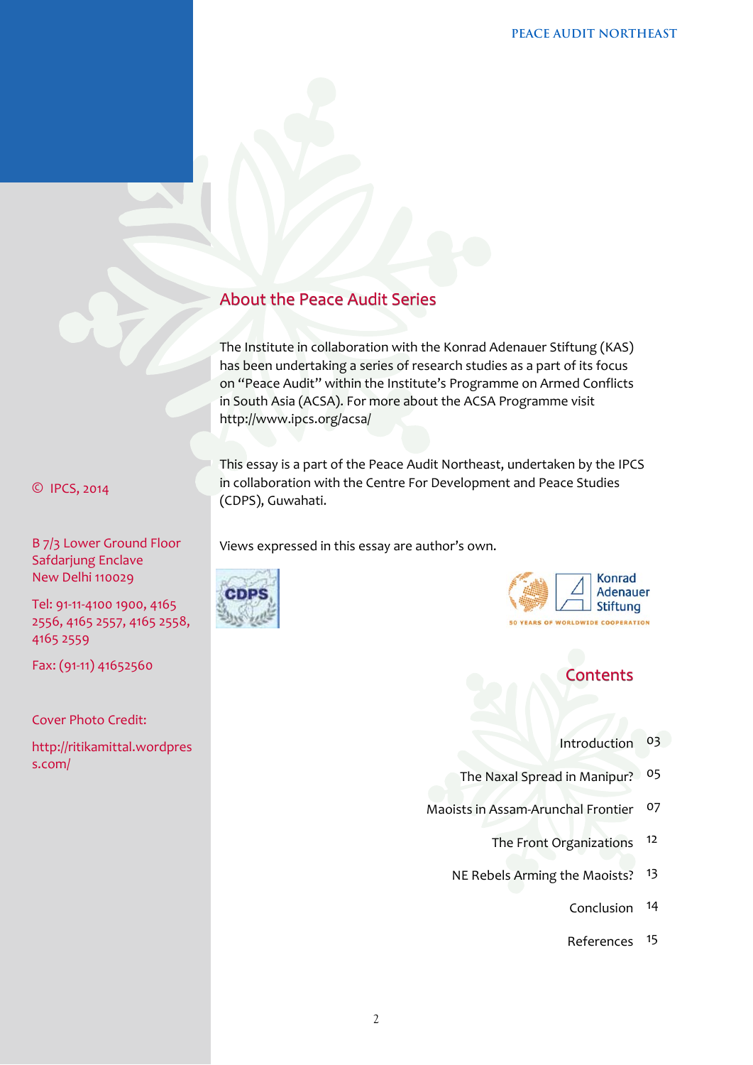## About the Peace Audit Series

The Institute in collaboration with the Konrad Adenauer Stiftung (KAS) has been undertaking a series of research studies as a part of its focus on "Peace Audit" within the Institute's Programme on Armed Conflicts in South Asia (ACSA). For more about the ACSA Programme visit http://www.ipcs.org/acsa/

This essay is a part of the Peace Audit Northeast, undertaken by the IPCS in collaboration with the Centre For Development and Peace Studies (CDPS), Guwahati.

Views expressed in this essay are author's own.

© IPCS, 2014

B 7/3 Lower Ground Floor
Safdarjung Enclave
New Delhi 110029

Tel: 91-11-4100 1900, 4165 2556, 4165 2557, 4165 2558, 4165 2559

Fax: (91-11) 41652560

Cover Photo Credit:

http://ritikamittal.wordpress.com/

## Contents

| | |
|---|---|
| Introduction | 03 |
| The Naxal Spread in Manipur? | 05 |
| Maoists in Assam-Arunchal Frontier | 07 |
| The Front Organizations | 12 |
| NE Rebels Arming the Maoists? | 13 |
| Conclusion | 14 |
| References | 15 |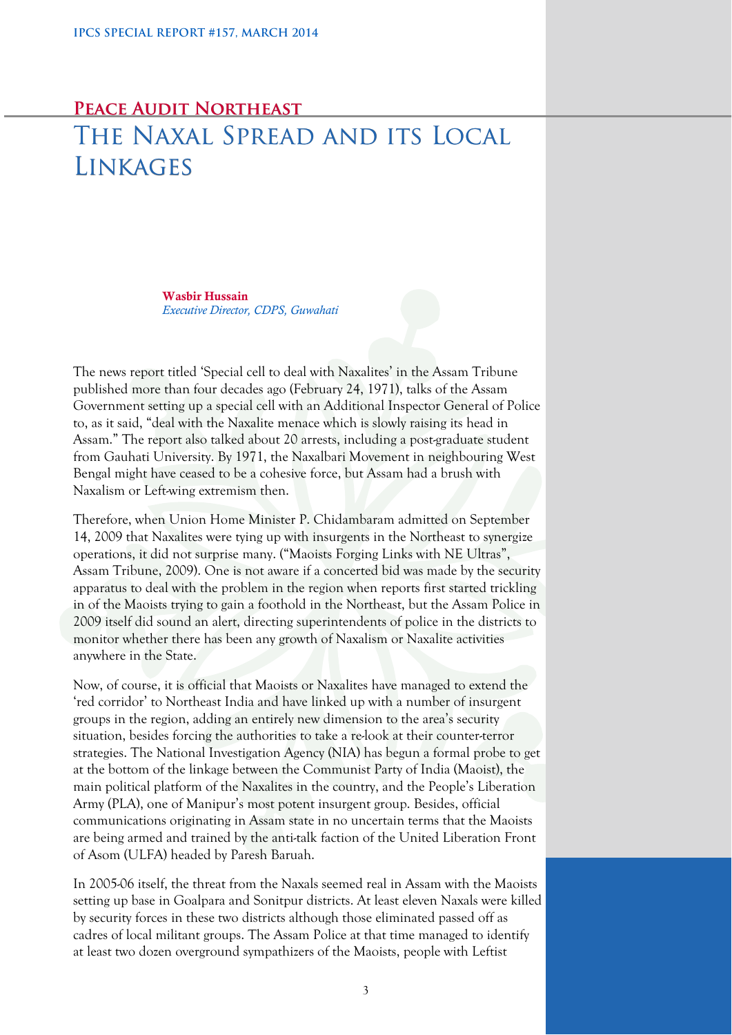# Peace Audit Northeast

# The Naxal Spread and its Local Linkages

**Wasbir Hussain**
*Executive Director, CDPS, Guwahati*

The news report titled 'Special cell to deal with Naxalites' in the Assam Tribune published more than four decades ago (February 24, 1971), talks of the Assam Government setting up a special cell with an Additional Inspector General of Police to, as it said, "deal with the Naxalite menace which is slowly raising its head in Assam." The report also talked about 20 arrests, including a post-graduate student from Gauhati University. By 1971, the Naxalbari Movement in neighbouring West Bengal might have ceased to be a cohesive force, but Assam had a brush with Naxalism or Left-wing extremism then.

Therefore, when Union Home Minister P. Chidambaram admitted on September 14, 2009 that Naxalites were tying up with insurgents in the Northeast to synergize operations, it did not surprise many. ("Maoists Forging Links with NE Ultras", Assam Tribune, 2009). One is not aware if a concerted bid was made by the security apparatus to deal with the problem in the region when reports first started trickling in of the Maoists trying to gain a foothold in the Northeast, but the Assam Police in 2009 itself did sound an alert, directing superintendents of police in the districts to monitor whether there has been any growth of Naxalism or Naxalite activities anywhere in the State.

Now, of course, it is official that Maoists or Naxalites have managed to extend the 'red corridor' to Northeast India and have linked up with a number of insurgent groups in the region, adding an entirely new dimension to the area's security situation, besides forcing the authorities to take a re-look at their counter-terror strategies. The National Investigation Agency (NIA) has begun a formal probe to get at the bottom of the linkage between the Communist Party of India (Maoist), the main political platform of the Naxalites in the country, and the People's Liberation Army (PLA), one of Manipur's most potent insurgent group. Besides, official communications originating in Assam state in no uncertain terms that the Maoists are being armed and trained by the anti-talk faction of the United Liberation Front of Asom (ULFA) headed by Paresh Baruah.

In 2005-06 itself, the threat from the Naxals seemed real in Assam with the Maoists setting up base in Goalpara and Sonitpur districts. At least eleven Naxals were killed by security forces in these two districts although those eliminated passed off as cadres of local militant groups. The Assam Police at that time managed to identify at least two dozen overground sympathizers of the Maoists, people with Leftist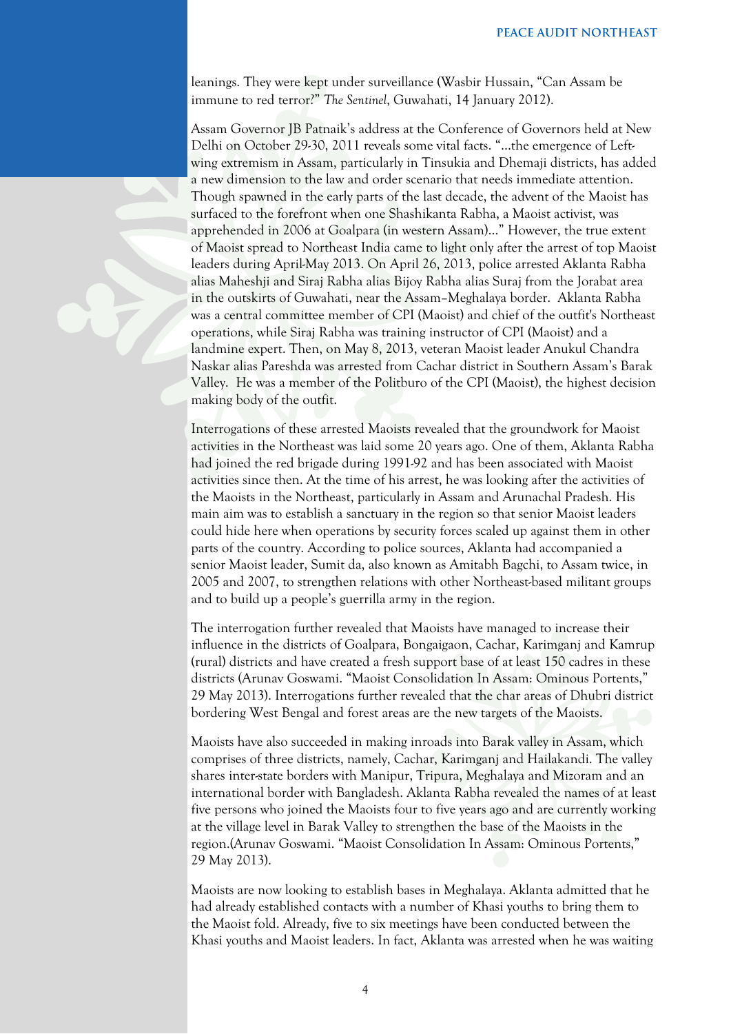leanings. They were kept under surveillance (Wasbir Hussain, "Can Assam be immune to red terror?" *The Sentinel*, Guwahati, 14 January 2012).

Assam Governor JB Patnaik's address at the Conference of Governors held at New Delhi on October 29-30, 2011 reveals some vital facts. "...the emergence of Left-wing extremism in Assam, particularly in Tinsukia and Dhemaji districts, has added a new dimension to the law and order scenario that needs immediate attention. Though spawned in the early parts of the last decade, the advent of the Maoist has surfaced to the forefront when one Shashikanta Rabha, a Maoist activist, was apprehended in 2006 at Goalpara (in western Assam)..." However, the true extent of Maoist spread to Northeast India came to light only after the arrest of top Maoist leaders during April-May 2013. On April 26, 2013, police arrested Aklanta Rabha alias Maheshji and Siraj Rabha alias Bijoy Rabha alias Suraj from the Jorabat area in the outskirts of Guwahati, near the Assam–Meghalaya border. Aklanta Rabha was a central committee member of CPI (Maoist) and chief of the outfit's Northeast operations, while Siraj Rabha was training instructor of CPI (Maoist) and a landmine expert. Then, on May 8, 2013, veteran Maoist leader Anukul Chandra Naskar alias Pareshda was arrested from Cachar district in Southern Assam's Barak Valley. He was a member of the Politburo of the CPI (Maoist), the highest decision making body of the outfit.

Interrogations of these arrested Maoists revealed that the groundwork for Maoist activities in the Northeast was laid some 20 years ago. One of them, Aklanta Rabha had joined the red brigade during 1991-92 and has been associated with Maoist activities since then. At the time of his arrest, he was looking after the activities of the Maoists in the Northeast, particularly in Assam and Arunachal Pradesh. His main aim was to establish a sanctuary in the region so that senior Maoist leaders could hide here when operations by security forces scaled up against them in other parts of the country. According to police sources, Aklanta had accompanied a senior Maoist leader, Sumit da, also known as Amitabh Bagchi, to Assam twice, in 2005 and 2007, to strengthen relations with other Northeast-based militant groups and to build up a people's guerrilla army in the region.

The interrogation further revealed that Maoists have managed to increase their influence in the districts of Goalpara, Bongaigaon, Cachar, Karimganj and Kamrup (rural) districts and have created a fresh support base of at least 150 cadres in these districts (Arunav Goswami. "Maoist Consolidation In Assam: Ominous Portents," 29 May 2013). Interrogations further revealed that the char areas of Dhubri district bordering West Bengal and forest areas are the new targets of the Maoists.

Maoists have also succeeded in making inroads into Barak valley in Assam, which comprises of three districts, namely, Cachar, Karimganj and Hailakandi. The valley shares inter-state borders with Manipur, Tripura, Meghalaya and Mizoram and an international border with Bangladesh. Aklanta Rabha revealed the names of at least five persons who joined the Maoists four to five years ago and are currently working at the village level in Barak Valley to strengthen the base of the Maoists in the region.(Arunav Goswami. "Maoist Consolidation In Assam: Ominous Portents," 29 May 2013).

Maoists are now looking to establish bases in Meghalaya. Aklanta admitted that he had already established contacts with a number of Khasi youths to bring them to the Maoist fold. Already, five to six meetings have been conducted between the Khasi youths and Maoist leaders. In fact, Aklanta was arrested when he was waiting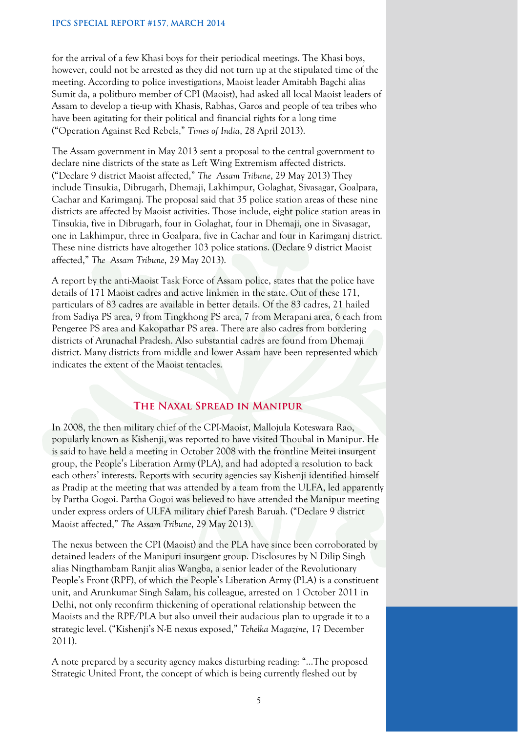for the arrival of a few Khasi boys for their periodical meetings. The Khasi boys, however, could not be arrested as they did not turn up at the stipulated time of the meeting. According to police investigations, Maoist leader Amitabh Bagchi alias Sumit da, a politburo member of CPI (Maoist), had asked all local Maoist leaders of Assam to develop a tie-up with Khasis, Rabhas, Garos and people of tea tribes who have been agitating for their political and financial rights for a long time ("Operation Against Red Rebels," *Times of India*, 28 April 2013).

The Assam government in May 2013 sent a proposal to the central government to declare nine districts of the state as Left Wing Extremism affected districts. ("Declare 9 district Maoist affected," *The Assam Tribune*, 29 May 2013) They include Tinsukia, Dibrugarh, Dhemaji, Lakhimpur, Golaghat, Sivasagar, Goalpara, Cachar and Karimganj. The proposal said that 35 police station areas of these nine districts are affected by Maoist activities. Those include, eight police station areas in Tinsukia, five in Dibrugarh, four in Golaghat, four in Dhemaji, one in Sivasagar, one in Lakhimpur, three in Goalpara, five in Cachar and four in Karimganj district. These nine districts have altogether 103 police stations. (Declare 9 district Maoist affected," *The Assam Tribune*, 29 May 2013).

A report by the anti-Maoist Task Force of Assam police, states that the police have details of 171 Maoist cadres and active linkmen in the state. Out of these 171, particulars of 83 cadres are available in better details. Of the 83 cadres, 21 hailed from Sadiya PS area, 9 from Tingkhong PS area, 7 from Merapani area, 6 each from Pengeree PS area and Kakopathar PS area. There are also cadres from bordering districts of Arunachal Pradesh. Also substantial cadres are found from Dhemaji district. Many districts from middle and lower Assam have been represented which indicates the extent of the Maoist tentacles.

## The Naxal Spread in Manipur

In 2008, the then military chief of the CPI-Maoist, Mallojula Koteswara Rao, popularly known as Kishenji, was reported to have visited Thoubal in Manipur. He is said to have held a meeting in October 2008 with the frontline Meitei insurgent group, the People's Liberation Army (PLA), and had adopted a resolution to back each others' interests. Reports with security agencies say Kishenji identified himself as Pradip at the meeting that was attended by a team from the ULFA, led apparently by Partha Gogoi. Partha Gogoi was believed to have attended the Manipur meeting under express orders of ULFA military chief Paresh Baruah. ("Declare 9 district Maoist affected," *The Assam Tribune*, 29 May 2013).

The nexus between the CPI (Maoist) and the PLA have since been corroborated by detained leaders of the Manipuri insurgent group. Disclosures by N Dilip Singh alias Ningthambam Ranjit alias Wangba, a senior leader of the Revolutionary People's Front (RPF), of which the People's Liberation Army (PLA) is a constituent unit, and Arunkumar Singh Salam, his colleague, arrested on 1 October 2011 in Delhi, not only reconfirm thickening of operational relationship between the Maoists and the RPF/PLA but also unveil their audacious plan to upgrade it to a strategic level. ("Kishenji's N-E nexus exposed," *Tehelka Magazine*, 17 December 2011).

A note prepared by a security agency makes disturbing reading: "...The proposed Strategic United Front, the concept of which is being currently fleshed out by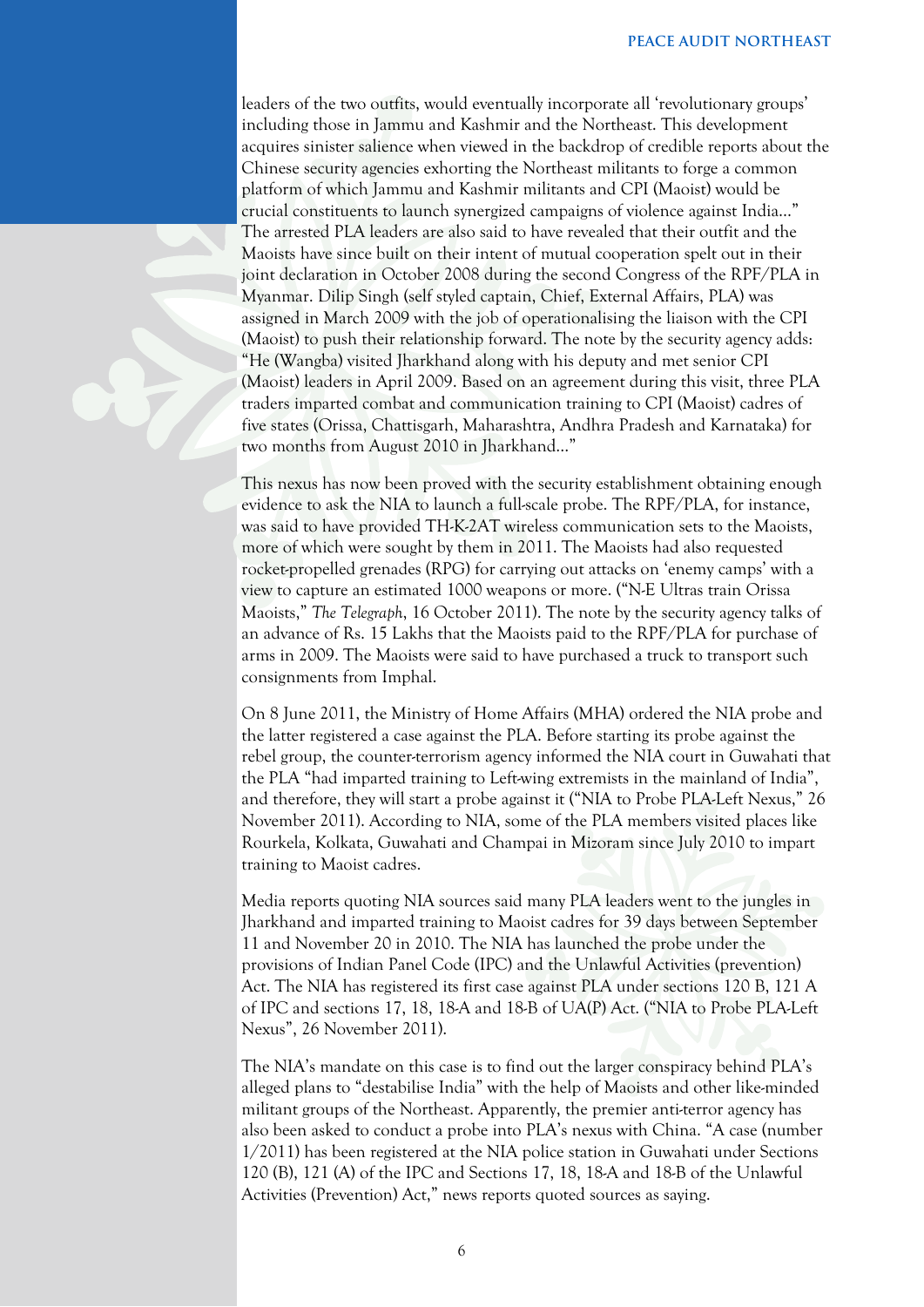leaders of the two outfits, would eventually incorporate all 'revolutionary groups' including those in Jammu and Kashmir and the Northeast. This development acquires sinister salience when viewed in the backdrop of credible reports about the Chinese security agencies exhorting the Northeast militants to forge a common platform of which Jammu and Kashmir militants and CPI (Maoist) would be crucial constituents to launch synergized campaigns of violence against India..." The arrested PLA leaders are also said to have revealed that their outfit and the Maoists have since built on their intent of mutual cooperation spelt out in their joint declaration in October 2008 during the second Congress of the RPF/PLA in Myanmar. Dilip Singh (self styled captain, Chief, External Affairs, PLA) was assigned in March 2009 with the job of operationalising the liaison with the CPI (Maoist) to push their relationship forward. The note by the security agency adds: "He (Wangba) visited Jharkhand along with his deputy and met senior CPI (Maoist) leaders in April 2009. Based on an agreement during this visit, three PLA traders imparted combat and communication training to CPI (Maoist) cadres of five states (Orissa, Chattisgarh, Maharashtra, Andhra Pradesh and Karnataka) for two months from August 2010 in Jharkhand..."

This nexus has now been proved with the security establishment obtaining enough evidence to ask the NIA to launch a full-scale probe. The RPF/PLA, for instance, was said to have provided TH-K-2AT wireless communication sets to the Maoists, more of which were sought by them in 2011. The Maoists had also requested rocket-propelled grenades (RPG) for carrying out attacks on 'enemy camps' with a view to capture an estimated 1000 weapons or more. ("N-E Ultras train Orissa Maoists," *The Telegraph*, 16 October 2011). The note by the security agency talks of an advance of Rs. 15 Lakhs that the Maoists paid to the RPF/PLA for purchase of arms in 2009. The Maoists were said to have purchased a truck to transport such consignments from Imphal.

On 8 June 2011, the Ministry of Home Affairs (MHA) ordered the NIA probe and the latter registered a case against the PLA. Before starting its probe against the rebel group, the counter-terrorism agency informed the NIA court in Guwahati that the PLA "had imparted training to Left-wing extremists in the mainland of India", and therefore, they will start a probe against it ("NIA to Probe PLA-Left Nexus," 26 November 2011). According to NIA, some of the PLA members visited places like Rourkela, Kolkata, Guwahati and Champai in Mizoram since July 2010 to impart training to Maoist cadres.

Media reports quoting NIA sources said many PLA leaders went to the jungles in Jharkhand and imparted training to Maoist cadres for 39 days between September 11 and November 20 in 2010. The NIA has launched the probe under the provisions of Indian Panel Code (IPC) and the Unlawful Activities (prevention) Act. The NIA has registered its first case against PLA under sections 120 B, 121 A of IPC and sections 17, 18, 18-A and 18-B of UA(P) Act. ("NIA to Probe PLA-Left Nexus", 26 November 2011).

The NIA's mandate on this case is to find out the larger conspiracy behind PLA's alleged plans to "destabilise India" with the help of Maoists and other like-minded militant groups of the Northeast. Apparently, the premier anti-terror agency has also been asked to conduct a probe into PLA's nexus with China. "A case (number 1/2011) has been registered at the NIA police station in Guwahati under Sections 120 (B), 121 (A) of the IPC and Sections 17, 18, 18-A and 18-B of the Unlawful Activities (Prevention) Act," news reports quoted sources as saying.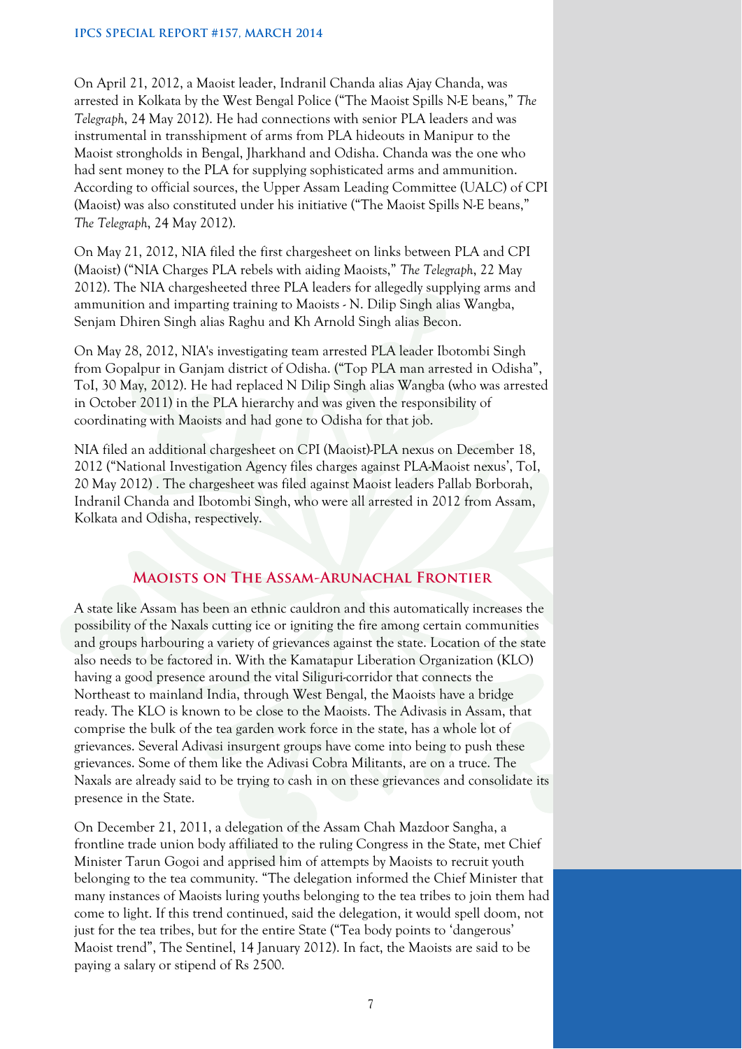On April 21, 2012, a Maoist leader, Indranil Chanda alias Ajay Chanda, was arrested in Kolkata by the West Bengal Police ("The Maoist Spills N-E beans," *The Telegraph*, 24 May 2012). He had connections with senior PLA leaders and was instrumental in transshipment of arms from PLA hideouts in Manipur to the Maoist strongholds in Bengal, Jharkhand and Odisha. Chanda was the one who had sent money to the PLA for supplying sophisticated arms and ammunition. According to official sources, the Upper Assam Leading Committee (UALC) of CPI (Maoist) was also constituted under his initiative ("The Maoist Spills N-E beans," *The Telegraph*, 24 May 2012).

On May 21, 2012, NIA filed the first chargesheet on links between PLA and CPI (Maoist) ("NIA Charges PLA rebels with aiding Maoists," *The Telegraph*, 22 May 2012). The NIA chargesheeted three PLA leaders for allegedly supplying arms and ammunition and imparting training to Maoists - N. Dilip Singh alias Wangba, Senjam Dhiren Singh alias Raghu and Kh Arnold Singh alias Becon.

On May 28, 2012, NIA's investigating team arrested PLA leader Ibotombi Singh from Gopalpur in Ganjam district of Odisha. ("Top PLA man arrested in Odisha", ToI, 30 May, 2012). He had replaced N Dilip Singh alias Wangba (who was arrested in October 2011) in the PLA hierarchy and was given the responsibility of coordinating with Maoists and had gone to Odisha for that job.

NIA filed an additional chargesheet on CPI (Maoist)-PLA nexus on December 18, 2012 ("National Investigation Agency files charges against PLA-Maoist nexus', ToI, 20 May 2012) . The chargesheet was filed against Maoist leaders Pallab Borborah, Indranil Chanda and Ibotombi Singh, who were all arrested in 2012 from Assam, Kolkata and Odisha, respectively.

## Maoists on The Assam-Arunachal Frontier

A state like Assam has been an ethnic cauldron and this automatically increases the possibility of the Naxals cutting ice or igniting the fire among certain communities and groups harbouring a variety of grievances against the state. Location of the state also needs to be factored in. With the Kamatapur Liberation Organization (KLO) having a good presence around the vital Siliguri-corridor that connects the Northeast to mainland India, through West Bengal, the Maoists have a bridge ready. The KLO is known to be close to the Maoists. The Adivasis in Assam, that comprise the bulk of the tea garden work force in the state, has a whole lot of grievances. Several Adivasi insurgent groups have come into being to push these grievances. Some of them like the Adivasi Cobra Militants, are on a truce. The Naxals are already said to be trying to cash in on these grievances and consolidate its presence in the State.

On December 21, 2011, a delegation of the Assam Chah Mazdoor Sangha, a frontline trade union body affiliated to the ruling Congress in the State, met Chief Minister Tarun Gogoi and apprised him of attempts by Maoists to recruit youth belonging to the tea community. "The delegation informed the Chief Minister that many instances of Maoists luring youths belonging to the tea tribes to join them had come to light. If this trend continued, said the delegation, it would spell doom, not just for the tea tribes, but for the entire State ("Tea body points to 'dangerous' Maoist trend", The Sentinel, 14 January 2012). In fact, the Maoists are said to be paying a salary or stipend of Rs 2500.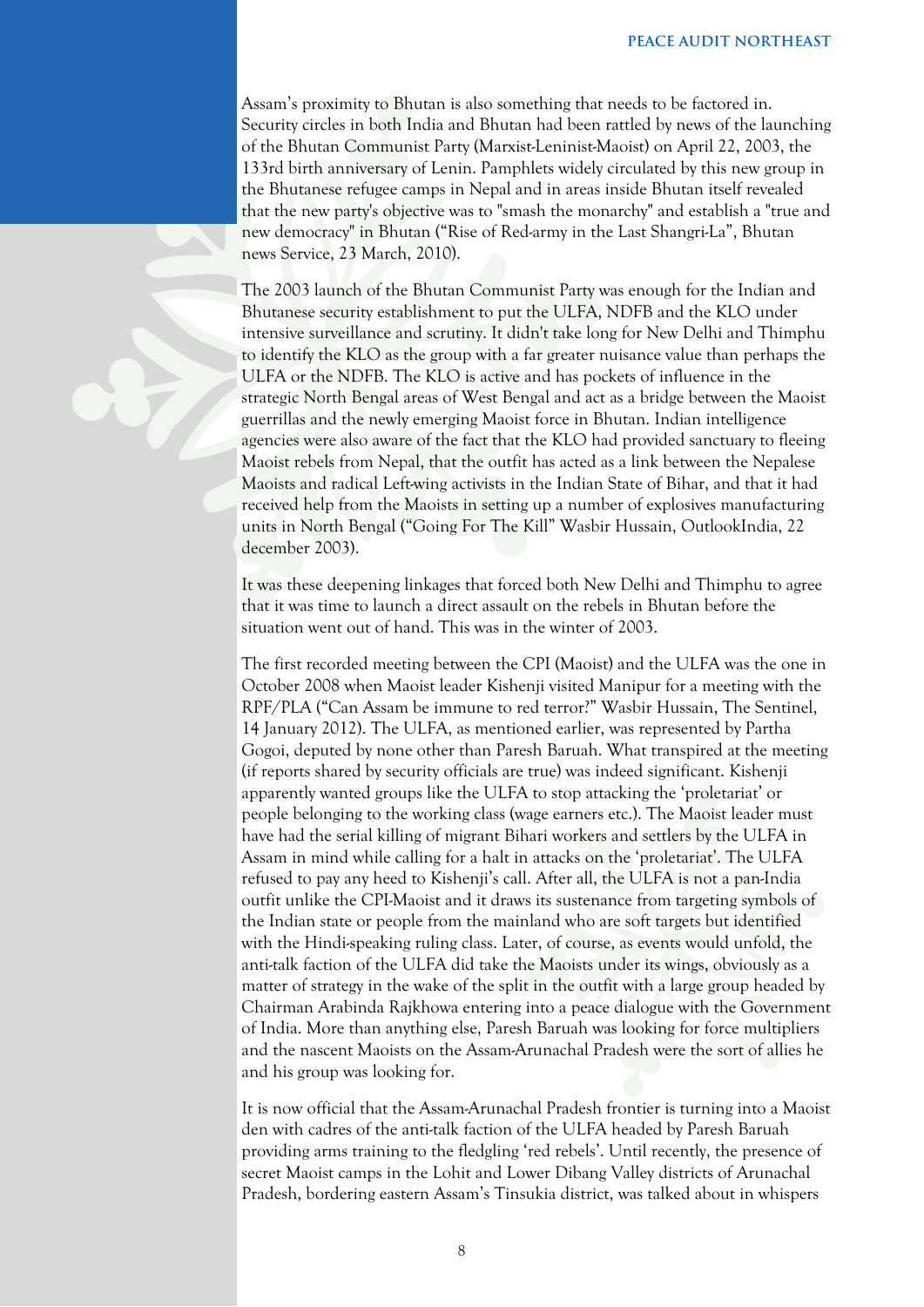Assam's proximity to Bhutan is also something that needs to be factored in. Security circles in both India and Bhutan had been rattled by news of the launching of the Bhutan Communist Party (Marxist-Leninist-Maoist) on April 22, 2003, the 133rd birth anniversary of Lenin. Pamphlets widely circulated by this new group in the Bhutanese refugee camps in Nepal and in areas inside Bhutan itself revealed that the new party's objective was to "smash the monarchy" and establish a "true and new democracy" in Bhutan ("Rise of Red-army in the Last Shangri-La", Bhutan news Service, 23 March, 2010).

The 2003 launch of the Bhutan Communist Party was enough for the Indian and Bhutanese security establishment to put the ULFA, NDFB and the KLO under intensive surveillance and scrutiny. It didn't take long for New Delhi and Thimphu to identify the KLO as the group with a far greater nuisance value than perhaps the ULFA or the NDFB. The KLO is active and has pockets of influence in the strategic North Bengal areas of West Bengal and act as a bridge between the Maoist guerrillas and the newly emerging Maoist force in Bhutan. Indian intelligence agencies were also aware of the fact that the KLO had provided sanctuary to fleeing Maoist rebels from Nepal, that the outfit has acted as a link between the Nepalese Maoists and radical Left-wing activists in the Indian State of Bihar, and that it had received help from the Maoists in setting up a number of explosives manufacturing units in North Bengal ("Going For The Kill" Wasbir Hussain, OutlookIndia, 22 december 2003).

It was these deepening linkages that forced both New Delhi and Thimphu to agree that it was time to launch a direct assault on the rebels in Bhutan before the situation went out of hand. This was in the winter of 2003.

The first recorded meeting between the CPI (Maoist) and the ULFA was the one in October 2008 when Maoist leader Kishenji visited Manipur for a meeting with the RPF/PLA ("Can Assam be immune to red terror?" Wasbir Hussain, The Sentinel, 14 January 2012). The ULFA, as mentioned earlier, was represented by Partha Gogoi, deputed by none other than Paresh Baruah. What transpired at the meeting (if reports shared by security officials are true) was indeed significant. Kishenji apparently wanted groups like the ULFA to stop attacking the 'proletariat' or people belonging to the working class (wage earners etc.). The Maoist leader must have had the serial killing of migrant Bihari workers and settlers by the ULFA in Assam in mind while calling for a halt in attacks on the 'proletariat'. The ULFA refused to pay any heed to Kishenji's call. After all, the ULFA is not a pan-India outfit unlike the CPI-Maoist and it draws its sustenance from targeting symbols of the Indian state or people from the mainland who are soft targets but identified with the Hindi-speaking ruling class. Later, of course, as events would unfold, the anti-talk faction of the ULFA did take the Maoists under its wings, obviously as a matter of strategy in the wake of the split in the outfit with a large group headed by Chairman Arabinda Rajkhowa entering into a peace dialogue with the Government of India. More than anything else, Paresh Baruah was looking for force multipliers and the nascent Maoists on the Assam-Arunachal Pradesh were the sort of allies he and his group was looking for.

It is now official that the Assam-Arunachal Pradesh frontier is turning into a Maoist den with cadres of the anti-talk faction of the ULFA headed by Paresh Baruah providing arms training to the fledgling 'red rebels'. Until recently, the presence of secret Maoist camps in the Lohit and Lower Dibang Valley districts of Arunachal Pradesh, bordering eastern Assam's Tinsukia district, was talked about in whispers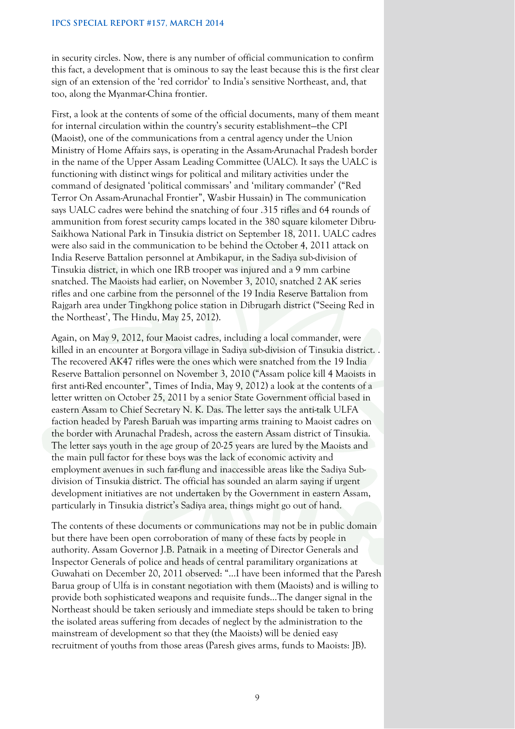in security circles. Now, there is any number of official communication to confirm this fact, a development that is ominous to say the least because this is the first clear sign of an extension of the 'red corridor' to India's sensitive Northeast, and, that too, along the Myanmar-China frontier.

First, a look at the contents of some of the official documents, many of them meant for internal circulation within the country's security establishment—the CPI (Maoist), one of the communications from a central agency under the Union Ministry of Home Affairs says, is operating in the Assam-Arunachal Pradesh border in the name of the Upper Assam Leading Committee (UALC). It says the UALC is functioning with distinct wings for political and military activities under the command of designated 'political commissars' and 'military commander' ("Red Terror On Assam-Arunachal Frontier", Wasbir Hussain) in The communication says UALC cadres were behind the snatching of four .315 rifles and 64 rounds of ammunition from forest security camps located in the 380 square kilometer Dibru-Saikhowa National Park in Tinsukia district on September 18, 2011. UALC cadres were also said in the communication to be behind the October 4, 2011 attack on India Reserve Battalion personnel at Ambikapur, in the Sadiya sub-division of Tinsukia district, in which one IRB trooper was injured and a 9 mm carbine snatched. The Maoists had earlier, on November 3, 2010, snatched 2 AK series rifles and one carbine from the personnel of the 19 India Reserve Battalion from Rajgarh area under Tingkhong police station in Dibrugarh district ("Seeing Red in the Northeast', The Hindu, May 25, 2012).

Again, on May 9, 2012, four Maoist cadres, including a local commander, were killed in an encounter at Borgora village in Sadiya sub-division of Tinsukia district. . The recovered AK47 rifles were the ones which were snatched from the 19 India Reserve Battalion personnel on November 3, 2010 ("Assam police kill 4 Maoists in first anti-Red encounter", Times of India, May 9, 2012) a look at the contents of a letter written on October 25, 2011 by a senior State Government official based in eastern Assam to Chief Secretary N. K. Das. The letter says the anti-talk ULFA faction headed by Paresh Baruah was imparting arms training to Maoist cadres on the border with Arunachal Pradesh, across the eastern Assam district of Tinsukia. The letter says youth in the age group of 20-25 years are lured by the Maoists and the main pull factor for these boys was the lack of economic activity and employment avenues in such far-flung and inaccessible areas like the Sadiya Sub-division of Tinsukia district. The official has sounded an alarm saying if urgent development initiatives are not undertaken by the Government in eastern Assam, particularly in Tinsukia district's Sadiya area, things might go out of hand.

The contents of these documents or communications may not be in public domain but there have been open corroboration of many of these facts by people in authority. Assam Governor J.B. Patnaik in a meeting of Director Generals and Inspector Generals of police and heads of central paramilitary organizations at Guwahati on December 20, 2011 observed: "…I have been informed that the Paresh Barua group of Ulfa is in constant negotiation with them (Maoists) and is willing to provide both sophisticated weapons and requisite funds…The danger signal in the Northeast should be taken seriously and immediate steps should be taken to bring the isolated areas suffering from decades of neglect by the administration to the mainstream of development so that they (the Maoists) will be denied easy recruitment of youths from those areas (Paresh gives arms, funds to Maoists: JB).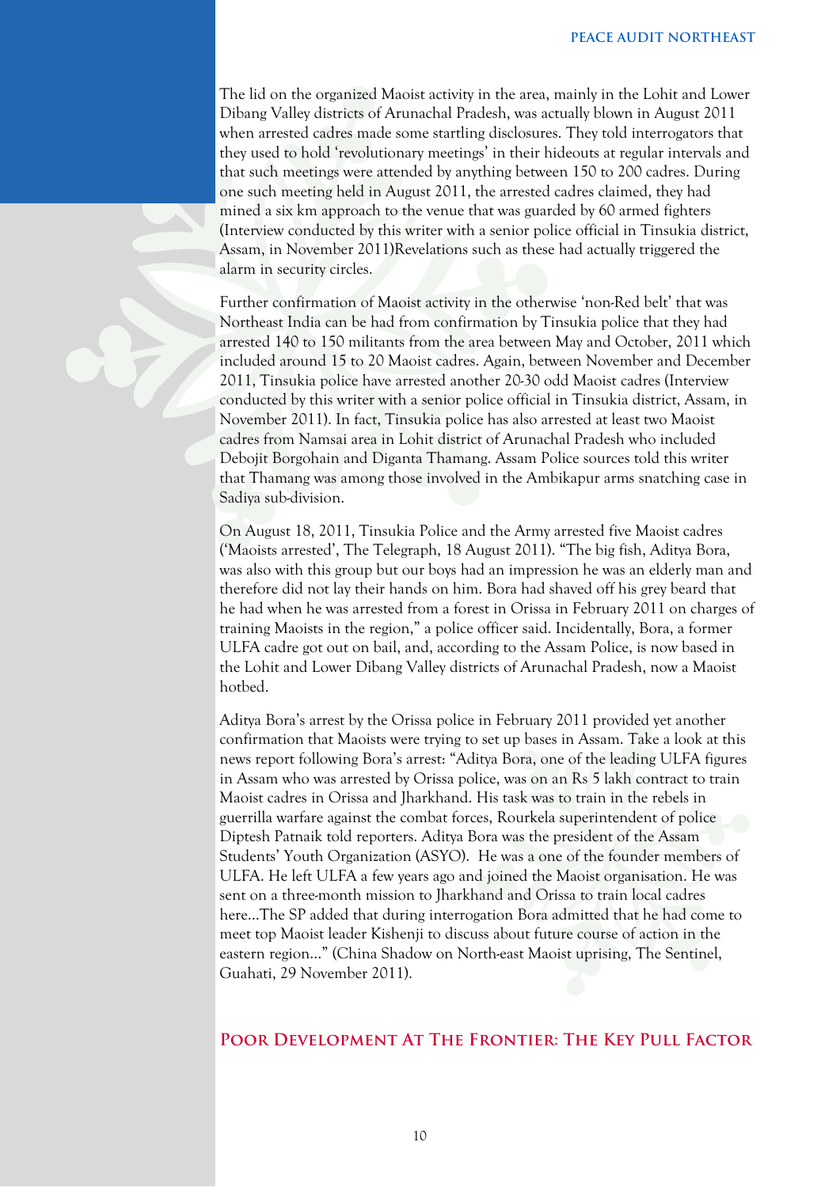The lid on the organized Maoist activity in the area, mainly in the Lohit and Lower Dibang Valley districts of Arunachal Pradesh, was actually blown in August 2011 when arrested cadres made some startling disclosures. They told interrogators that they used to hold 'revolutionary meetings' in their hideouts at regular intervals and that such meetings were attended by anything between 150 to 200 cadres. During one such meeting held in August 2011, the arrested cadres claimed, they had mined a six km approach to the venue that was guarded by 60 armed fighters (Interview conducted by this writer with a senior police official in Tinsukia district, Assam, in November 2011)Revelations such as these had actually triggered the alarm in security circles.

Further confirmation of Maoist activity in the otherwise 'non-Red belt' that was Northeast India can be had from confirmation by Tinsukia police that they had arrested 140 to 150 militants from the area between May and October, 2011 which included around 15 to 20 Maoist cadres. Again, between November and December 2011, Tinsukia police have arrested another 20-30 odd Maoist cadres (Interview conducted by this writer with a senior police official in Tinsukia district, Assam, in November 2011). In fact, Tinsukia police has also arrested at least two Maoist cadres from Namsai area in Lohit district of Arunachal Pradesh who included Debojit Borgohain and Diganta Thamang. Assam Police sources told this writer that Thamang was among those involved in the Ambikapur arms snatching case in Sadiya sub-division.

On August 18, 2011, Tinsukia Police and the Army arrested five Maoist cadres ('Maoists arrested', The Telegraph, 18 August 2011). "The big fish, Aditya Bora, was also with this group but our boys had an impression he was an elderly man and therefore did not lay their hands on him. Bora had shaved off his grey beard that he had when he was arrested from a forest in Orissa in February 2011 on charges of training Maoists in the region," a police officer said. Incidentally, Bora, a former ULFA cadre got out on bail, and, according to the Assam Police, is now based in the Lohit and Lower Dibang Valley districts of Arunachal Pradesh, now a Maoist hotbed.

Aditya Bora's arrest by the Orissa police in February 2011 provided yet another confirmation that Maoists were trying to set up bases in Assam. Take a look at this news report following Bora's arrest: "Aditya Bora, one of the leading ULFA figures in Assam who was arrested by Orissa police, was on an Rs 5 lakh contract to train Maoist cadres in Orissa and Jharkhand. His task was to train in the rebels in guerrilla warfare against the combat forces, Rourkela superintendent of police Diptesh Patnaik told reporters. Aditya Bora was the president of the Assam Students' Youth Organization (ASYO). He was a one of the founder members of ULFA. He left ULFA a few years ago and joined the Maoist organisation. He was sent on a three-month mission to Jharkhand and Orissa to train local cadres here...The SP added that during interrogation Bora admitted that he had come to meet top Maoist leader Kishenji to discuss about future course of action in the eastern region..." (China Shadow on North-east Maoist uprising, The Sentinel, Guahati, 29 November 2011).

## Poor Development At The Frontier: The Key Pull Factor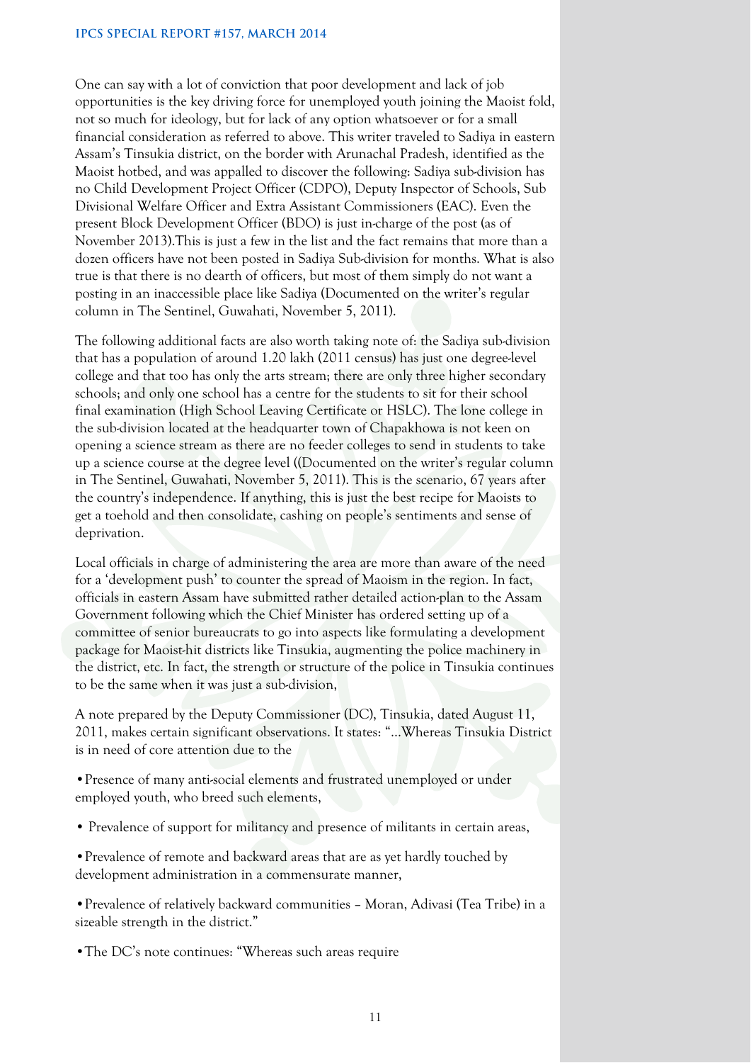One can say with a lot of conviction that poor development and lack of job opportunities is the key driving force for unemployed youth joining the Maoist fold, not so much for ideology, but for lack of any option whatsoever or for a small financial consideration as referred to above. This writer traveled to Sadiya in eastern Assam's Tinsukia district, on the border with Arunachal Pradesh, identified as the Maoist hotbed, and was appalled to discover the following: Sadiya sub-division has no Child Development Project Officer (CDPO), Deputy Inspector of Schools, Sub Divisional Welfare Officer and Extra Assistant Commissioners (EAC). Even the present Block Development Officer (BDO) is just in-charge of the post (as of November 2013).This is just a few in the list and the fact remains that more than a dozen officers have not been posted in Sadiya Sub-division for months. What is also true is that there is no dearth of officers, but most of them simply do not want a posting in an inaccessible place like Sadiya (Documented on the writer's regular column in The Sentinel, Guwahati, November 5, 2011).

The following additional facts are also worth taking note of: the Sadiya sub-division that has a population of around 1.20 lakh (2011 census) has just one degree-level college and that too has only the arts stream; there are only three higher secondary schools; and only one school has a centre for the students to sit for their school final examination (High School Leaving Certificate or HSLC). The lone college in the sub-division located at the headquarter town of Chapakhowa is not keen on opening a science stream as there are no feeder colleges to send in students to take up a science course at the degree level ((Documented on the writer's regular column in The Sentinel, Guwahati, November 5, 2011). This is the scenario, 67 years after the country's independence. If anything, this is just the best recipe for Maoists to get a toehold and then consolidate, cashing on people's sentiments and sense of deprivation.

Local officials in charge of administering the area are more than aware of the need for a 'development push' to counter the spread of Maoism in the region. In fact, officials in eastern Assam have submitted rather detailed action-plan to the Assam Government following which the Chief Minister has ordered setting up of a committee of senior bureaucrats to go into aspects like formulating a development package for Maoist-hit districts like Tinsukia, augmenting the police machinery in the district, etc. In fact, the strength or structure of the police in Tinsukia continues to be the same when it was just a sub-division,

A note prepared by the Deputy Commissioner (DC), Tinsukia, dated August 11, 2011, makes certain significant observations. It states: "…Whereas Tinsukia District is in need of core attention due to the

- Presence of many anti-social elements and frustrated unemployed or under employed youth, who breed such elements,
- Prevalence of support for militancy and presence of militants in certain areas,
- Prevalence of remote and backward areas that are as yet hardly touched by development administration in a commensurate manner,
- Prevalence of relatively backward communities – Moran, Adivasi (Tea Tribe) in a sizeable strength in the district."
- The DC's note continues: "Whereas such areas require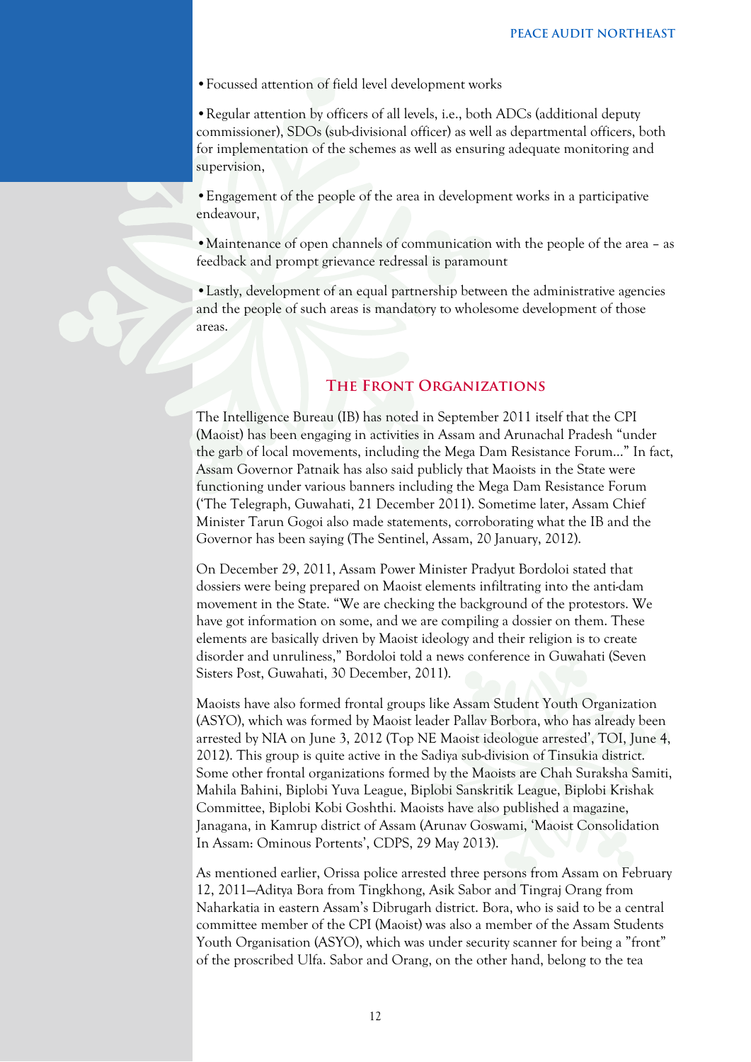- Focussed attention of field level development works

- Regular attention by officers of all levels, i.e., both ADCs (additional deputy commissioner), SDOs (sub-divisional officer) as well as departmental officers, both for implementation of the schemes as well as ensuring adequate monitoring and supervision,

- Engagement of the people of the area in development works in a participative endeavour,

- Maintenance of open channels of communication with the people of the area – as feedback and prompt grievance redressal is paramount

- Lastly, development of an equal partnership between the administrative agencies and the people of such areas is mandatory to wholesome development of those areas.

## The Front Organizations

The Intelligence Bureau (IB) has noted in September 2011 itself that the CPI (Maoist) has been engaging in activities in Assam and Arunachal Pradesh "under the garb of local movements, including the Mega Dam Resistance Forum..." In fact, Assam Governor Patnaik has also said publicly that Maoists in the State were functioning under various banners including the Mega Dam Resistance Forum ('The Telegraph, Guwahati, 21 December 2011). Sometime later, Assam Chief Minister Tarun Gogoi also made statements, corroborating what the IB and the Governor has been saying (The Sentinel, Assam, 20 January, 2012).

On December 29, 2011, Assam Power Minister Pradyut Bordoloi stated that dossiers were being prepared on Maoist elements infiltrating into the anti-dam movement in the State. "We are checking the background of the protestors. We have got information on some, and we are compiling a dossier on them. These elements are basically driven by Maoist ideology and their religion is to create disorder and unruliness," Bordoloi told a news conference in Guwahati (Seven Sisters Post, Guwahati, 30 December, 2011).

Maoists have also formed frontal groups like Assam Student Youth Organization (ASYO), which was formed by Maoist leader Pallav Borbora, who has already been arrested by NIA on June 3, 2012 (Top NE Maoist ideologue arrested', TOI, June 4, 2012). This group is quite active in the Sadiya sub-division of Tinsukia district. Some other frontal organizations formed by the Maoists are Chah Suraksha Samiti, Mahila Bahini, Biplobi Yuva League, Biplobi Sanskritik League, Biplobi Krishak Committee, Biplobi Kobi Goshthi. Maoists have also published a magazine, Janagana, in Kamrup district of Assam (Arunav Goswami, 'Maoist Consolidation In Assam: Ominous Portents', CDPS, 29 May 2013).

As mentioned earlier, Orissa police arrested three persons from Assam on February 12, 2011—Aditya Bora from Tingkhong, Asik Sabor and Tingraj Orang from Naharkatia in eastern Assam's Dibrugarh district. Bora, who is said to be a central committee member of the CPI (Maoist) was also a member of the Assam Students Youth Organisation (ASYO), which was under security scanner for being a "front" of the proscribed Ulfa. Sabor and Orang, on the other hand, belong to the tea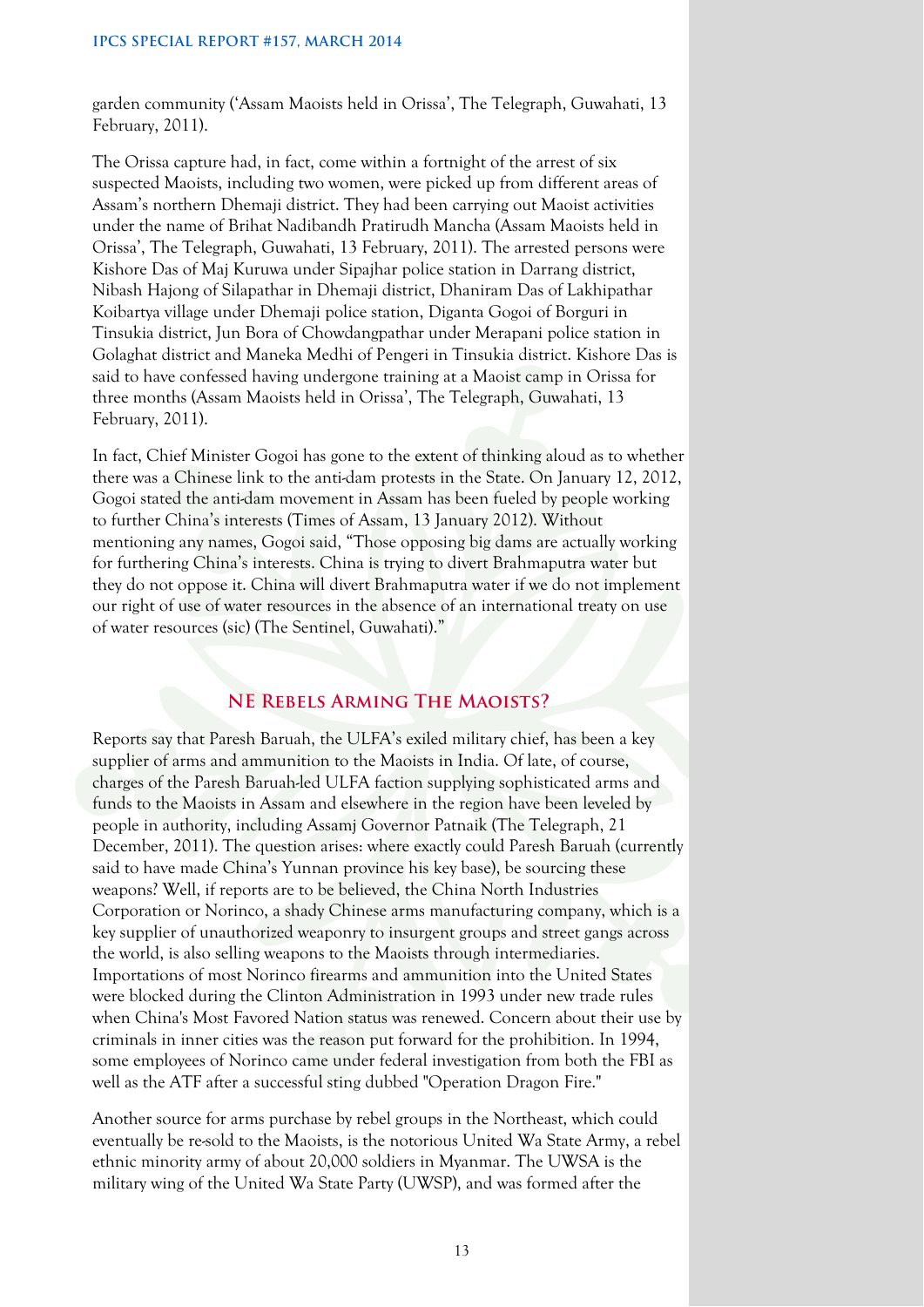garden community ('Assam Maoists held in Orissa', The Telegraph, Guwahati, 13 February, 2011).

The Orissa capture had, in fact, come within a fortnight of the arrest of six suspected Maoists, including two women, were picked up from different areas of Assam's northern Dhemaji district. They had been carrying out Maoist activities under the name of Brihat Nadibandh Pratirudh Mancha (Assam Maoists held in Orissa', The Telegraph, Guwahati, 13 February, 2011). The arrested persons were Kishore Das of Maj Kuruwa under Sipajhar police station in Darrang district, Nibash Hajong of Silapathar in Dhemaji district, Dhaniram Das of Lakhipathar Koibartya village under Dhemaji police station, Diganta Gogoi of Borguri in Tinsukia district, Jun Bora of Chowdangpathar under Merapani police station in Golaghat district and Maneka Medhi of Pengeri in Tinsukia district. Kishore Das is said to have confessed having undergone training at a Maoist camp in Orissa for three months (Assam Maoists held in Orissa', The Telegraph, Guwahati, 13 February, 2011).

In fact, Chief Minister Gogoi has gone to the extent of thinking aloud as to whether there was a Chinese link to the anti-dam protests in the State. On January 12, 2012, Gogoi stated the anti-dam movement in Assam has been fueled by people working to further China's interests (Times of Assam, 13 January 2012). Without mentioning any names, Gogoi said, "Those opposing big dams are actually working for furthering China's interests. China is trying to divert Brahmaputra water but they do not oppose it. China will divert Brahmaputra water if we do not implement our right of use of water resources in the absence of an international treaty on use of water resources (sic) (The Sentinel, Guwahati)."

## NE Rebels Arming The Maoists?

Reports say that Paresh Baruah, the ULFA's exiled military chief, has been a key supplier of arms and ammunition to the Maoists in India. Of late, of course, charges of the Paresh Baruah-led ULFA faction supplying sophisticated arms and funds to the Maoists in Assam and elsewhere in the region have been leveled by people in authority, including Assamj Governor Patnaik (The Telegraph, 21 December, 2011). The question arises: where exactly could Paresh Baruah (currently said to have made China's Yunnan province his key base), be sourcing these weapons? Well, if reports are to be believed, the China North Industries Corporation or Norinco, a shady Chinese arms manufacturing company, which is a key supplier of unauthorized weaponry to insurgent groups and street gangs across the world, is also selling weapons to the Maoists through intermediaries. Importations of most Norinco firearms and ammunition into the United States were blocked during the Clinton Administration in 1993 under new trade rules when China's Most Favored Nation status was renewed. Concern about their use by criminals in inner cities was the reason put forward for the prohibition. In 1994, some employees of Norinco came under federal investigation from both the FBI as well as the ATF after a successful sting dubbed "Operation Dragon Fire."

Another source for arms purchase by rebel groups in the Northeast, which could eventually be re-sold to the Maoists, is the notorious United Wa State Army, a rebel ethnic minority army of about 20,000 soldiers in Myanmar. The UWSA is the military wing of the United Wa State Party (UWSP), and was formed after the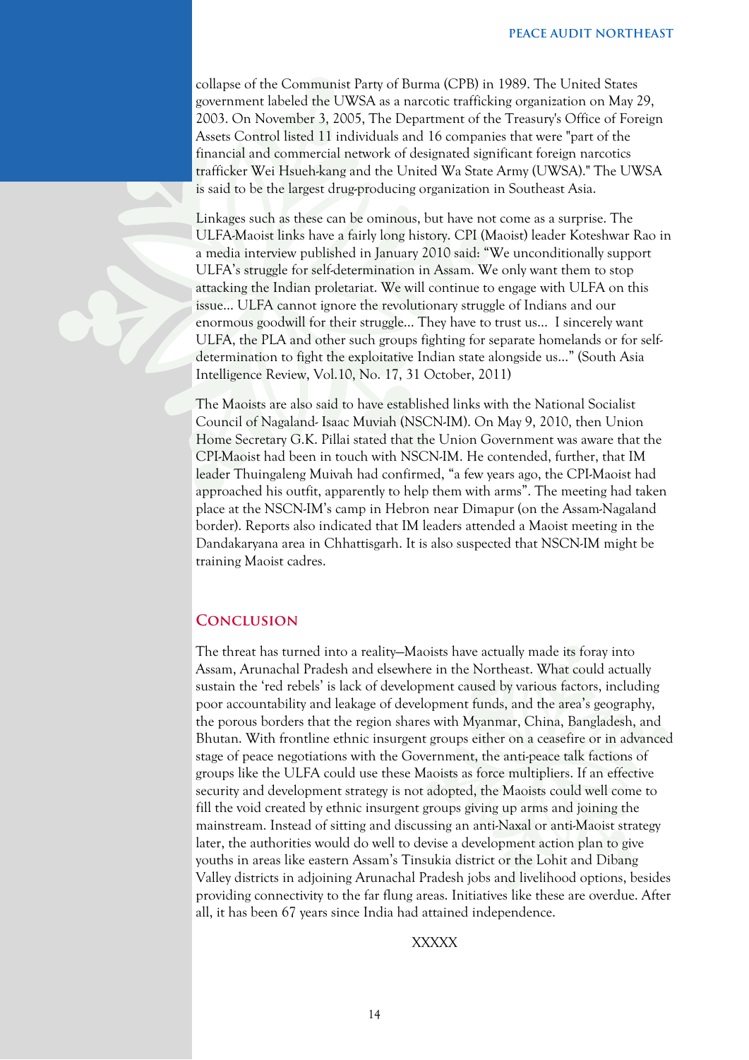collapse of the Communist Party of Burma (CPB) in 1989. The United States government labeled the UWSA as a narcotic trafficking organization on May 29, 2003. On November 3, 2005, The Department of the Treasury's Office of Foreign Assets Control listed 11 individuals and 16 companies that were "part of the financial and commercial network of designated significant foreign narcotics trafficker Wei Hsueh-kang and the United Wa State Army (UWSA)." The UWSA is said to be the largest drug-producing organization in Southeast Asia.

Linkages such as these can be ominous, but have not come as a surprise. The ULFA-Maoist links have a fairly long history. CPI (Maoist) leader Koteshwar Rao in a media interview published in January 2010 said: "We unconditionally support ULFA's struggle for self-determination in Assam. We only want them to stop attacking the Indian proletariat. We will continue to engage with ULFA on this issue… ULFA cannot ignore the revolutionary struggle of Indians and our enormous goodwill for their struggle… They have to trust us… I sincerely want ULFA, the PLA and other such groups fighting for separate homelands or for self-determination to fight the exploitative Indian state alongside us…" (South Asia Intelligence Review, Vol.10, No. 17, 31 October, 2011)

The Maoists are also said to have established links with the National Socialist Council of Nagaland- Isaac Muviah (NSCN-IM). On May 9, 2010, then Union Home Secretary G.K. Pillai stated that the Union Government was aware that the CPI-Maoist had been in touch with NSCN-IM. He contended, further, that IM leader Thuingaleng Muivah had confirmed, "a few years ago, the CPI-Maoist had approached his outfit, apparently to help them with arms". The meeting had taken place at the NSCN-IM's camp in Hebron near Dimapur (on the Assam-Nagaland border). Reports also indicated that IM leaders attended a Maoist meeting in the Dandakaryana area in Chhattisgarh. It is also suspected that NSCN-IM might be training Maoist cadres.

## Conclusion

The threat has turned into a reality—Maoists have actually made its foray into Assam, Arunachal Pradesh and elsewhere in the Northeast. What could actually sustain the 'red rebels' is lack of development caused by various factors, including poor accountability and leakage of development funds, and the area's geography, the porous borders that the region shares with Myanmar, China, Bangladesh, and Bhutan. With frontline ethnic insurgent groups either on a ceasefire or in advanced stage of peace negotiations with the Government, the anti-peace talk factions of groups like the ULFA could use these Maoists as force multipliers. If an effective security and development strategy is not adopted, the Maoists could well come to fill the void created by ethnic insurgent groups giving up arms and joining the mainstream. Instead of sitting and discussing an anti-Naxal or anti-Maoist strategy later, the authorities would do well to devise a development action plan to give youths in areas like eastern Assam's Tinsukia district or the Lohit and Dibang Valley districts in adjoining Arunachal Pradesh jobs and livelihood options, besides providing connectivity to the far flung areas. Initiatives like these are overdue. After all, it has been 67 years since India had attained independence.

XXXXX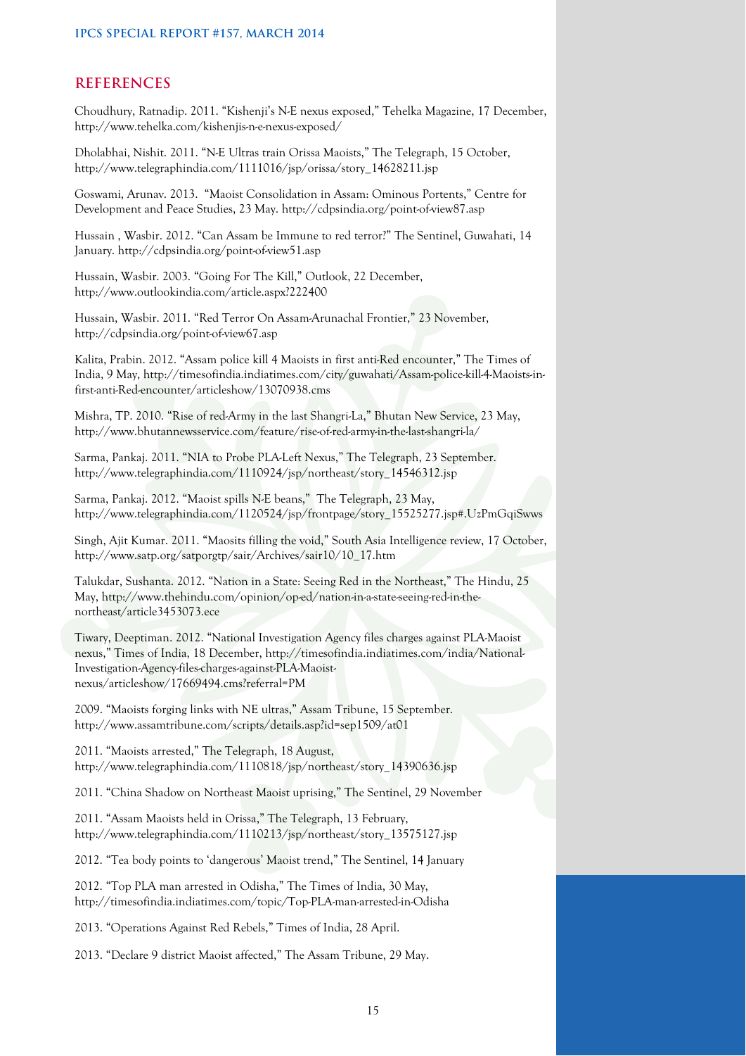## REFERENCES

Choudhury, Ratnadip. 2011. "Kishenji's N-E nexus exposed," Tehelka Magazine, 17 December, http://www.tehelka.com/kishenjis-n-e-nexus-exposed/

Dholabhai, Nishit. 2011. "N-E Ultras train Orissa Maoists," The Telegraph, 15 October, http://www.telegraphindia.com/1111016/jsp/orissa/story_14628211.jsp

Goswami, Arunav. 2013. "Maoist Consolidation in Assam: Ominous Portents," Centre for Development and Peace Studies, 23 May. http://cdpsindia.org/point-of-view87.asp

Hussain , Wasbir. 2012. "Can Assam be Immune to red terror?" The Sentinel, Guwahati, 14 January. http://cdpsindia.org/point-of-view51.asp

Hussain, Wasbir. 2003. "Going For The Kill," Outlook, 22 December, http://www.outlookindia.com/article.aspx?222400

Hussain, Wasbir. 2011. "Red Terror On Assam-Arunachal Frontier," 23 November, http://cdpsindia.org/point-of-view67.asp

Kalita, Prabin. 2012. "Assam police kill 4 Maoists in first anti-Red encounter," The Times of India, 9 May, http://timesofindia.indiatimes.com/city/guwahati/Assam-police-kill-4-Maoists-in-first-anti-Red-encounter/articleshow/13070938.cms

Mishra, TP. 2010. "Rise of red-Army in the last Shangri-La," Bhutan New Service, 23 May, http://www.bhutannewsservice.com/feature/rise-of-red-army-in-the-last-shangri-la/

Sarma, Pankaj. 2011. "NIA to Probe PLA-Left Nexus," The Telegraph, 23 September. http://www.telegraphindia.com/1110924/jsp/northeast/story_14546312.jsp

Sarma, Pankaj. 2012. "Maoist spills N-E beans," The Telegraph, 23 May, http://www.telegraphindia.com/1120524/jsp/frontpage/story_15525277.jsp#.UzPmGqiSwws

Singh, Ajit Kumar. 2011. "Maosits filling the void," South Asia Intelligence review, 17 October, http://www.satp.org/satporgtp/sair/Archives/sair10/10_17.htm

Talukdar, Sushanta. 2012. "Nation in a State: Seeing Red in the Northeast," The Hindu, 25 May, http://www.thehindu.com/opinion/op-ed/nation-in-a-state-seeing-red-in-the-northeast/article3453073.ece

Tiwary, Deeptiman. 2012. "National Investigation Agency files charges against PLA-Maoist nexus," Times of India, 18 December, http://timesofindia.indiatimes.com/india/National-Investigation-Agency-files-charges-against-PLA-Maoist-nexus/articleshow/17669494.cms?referral=PM

2009. "Maoists forging links with NE ultras," Assam Tribune, 15 September. http://www.assamtribune.com/scripts/details.asp?id=sep1509/at01

2011. "Maoists arrested," The Telegraph, 18 August, http://www.telegraphindia.com/1110818/jsp/northeast/story_14390636.jsp

2011. "China Shadow on Northeast Maoist uprising," The Sentinel, 29 November

2011. "Assam Maoists held in Orissa," The Telegraph, 13 February, http://www.telegraphindia.com/1110213/jsp/northeast/story_13575127.jsp

2012. "Tea body points to 'dangerous' Maoist trend," The Sentinel, 14 January

2012. "Top PLA man arrested in Odisha," The Times of India, 30 May, http://timesofindia.indiatimes.com/topic/Top-PLA-man-arrested-in-Odisha

2013. "Operations Against Red Rebels," Times of India, 28 April.

2013. "Declare 9 district Maoist affected," The Assam Tribune, 29 May.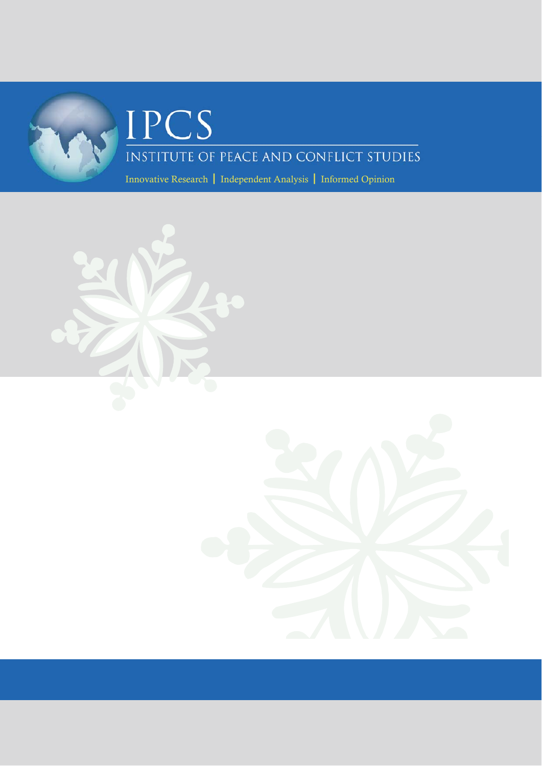# IPCS

## INSTITUTE OF PEACE AND CONFLICT STUDIES

Innovative Research | Independent Analysis | Informed Opinion